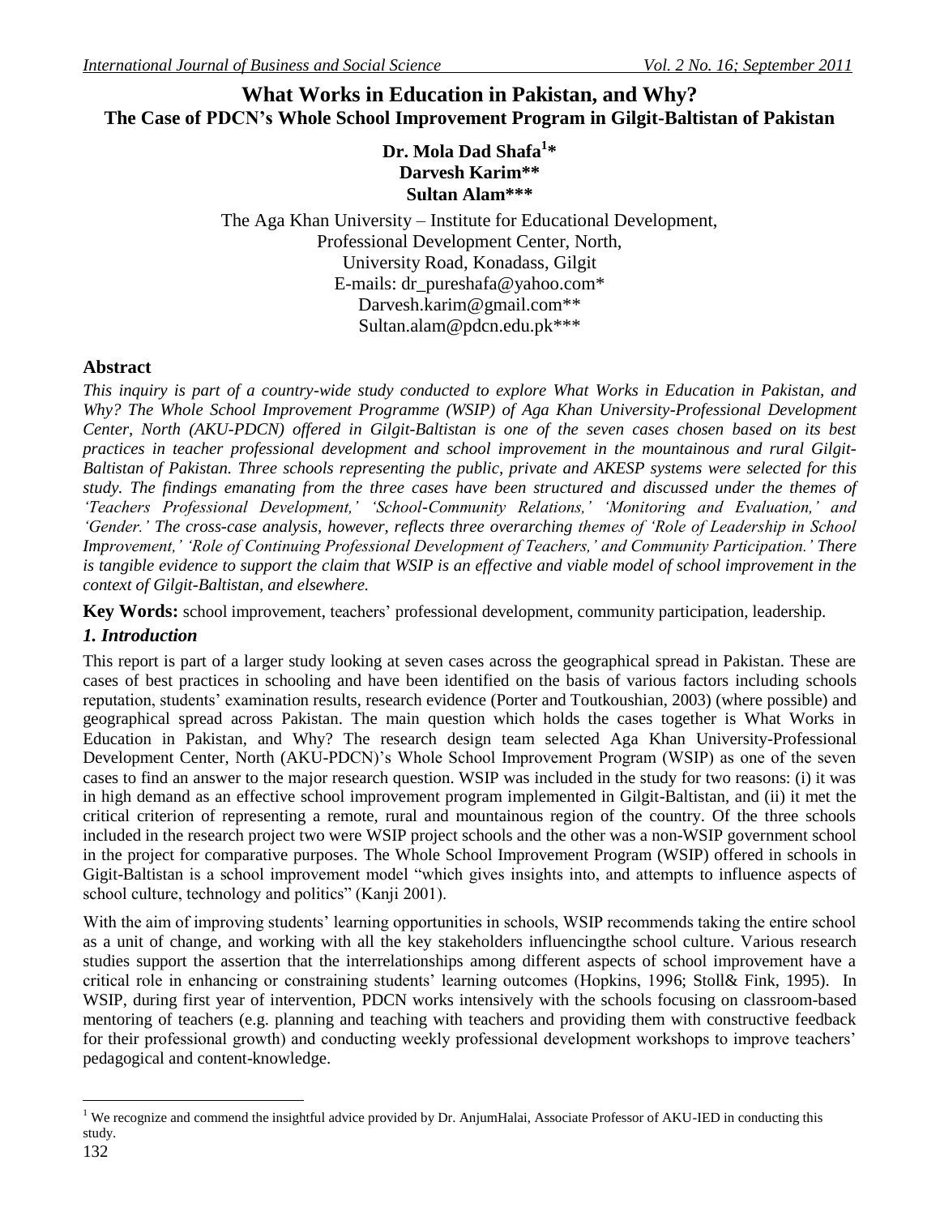# What Works in Education in Pakistan, and Why?

## The Case of PDCN's Whole School Improvement Program in Gilgit-Baltistan of Pakistan

**Dr. Mola Dad Shafa[1]***
**Darvesh Karim****
**Sultan Alam*****

The Aga Khan University – Institute for Educational Development,
Professional Development Center, North,
University Road, Konadass, Gilgit
E-mails: dr_pureshafa@yahoo.com*
Darvesh.karim@gmail.com**
Sultan.alam@pdcn.edu.pk***

## Abstract

*This inquiry is part of a country-wide study conducted to explore What Works in Education in Pakistan, and Why? The Whole School Improvement Programme (WSIP) of Aga Khan University-Professional Development Center, North (AKU-PDCN) offered in Gilgit-Baltistan is one of the seven cases chosen based on its best practices in teacher professional development and school improvement in the mountainous and rural Gilgit-Baltistan of Pakistan. Three schools representing the public, private and AKESP systems were selected for this study. The findings emanating from the three cases have been structured and discussed under the themes of 'Teachers Professional Development,' 'School-Community Relations,' 'Monitoring and Evaluation,' and 'Gender.' The cross-case analysis, however, reflects three overarching themes of 'Role of Leadership in School Improvement,' 'Role of Continuing Professional Development of Teachers,' and Community Participation.' There is tangible evidence to support the claim that WSIP is an effective and viable model of school improvement in the context of Gilgit-Baltistan, and elsewhere.*

**Key Words:** school improvement, teachers' professional development, community participation, leadership.

## *1. Introduction*

This report is part of a larger study looking at seven cases across the geographical spread in Pakistan. These are cases of best practices in schooling and have been identified on the basis of various factors including schools reputation, students' examination results, research evidence (Porter and Toutkoushian, 2003) (where possible) and geographical spread across Pakistan. The main question which holds the cases together is What Works in Education in Pakistan, and Why? The research design team selected Aga Khan University-Professional Development Center, North (AKU-PDCN)'s Whole School Improvement Program (WSIP) as one of the seven cases to find an answer to the major research question. WSIP was included in the study for two reasons: (i) it was in high demand as an effective school improvement program implemented in Gilgit-Baltistan, and (ii) it met the critical criterion of representing a remote, rural and mountainous region of the country. Of the three schools included in the research project two were WSIP project schools and the other was a non-WSIP government school in the project for comparative purposes. The Whole School Improvement Program (WSIP) offered in schools in Gigit-Baltistan is a school improvement model "which gives insights into, and attempts to influence aspects of school culture, technology and politics" (Kanji 2001).

With the aim of improving students' learning opportunities in schools, WSIP recommends taking the entire school as a unit of change, and working with all the key stakeholders influencingthe school culture. Various research studies support the assertion that the interrelationships among different aspects of school improvement have a critical role in enhancing or constraining students' learning outcomes (Hopkins, 1996; Stoll& Fink, 1995). In WSIP, during first year of intervention, PDCN works intensively with the schools focusing on classroom-based mentoring of teachers (e.g. planning and teaching with teachers and providing them with constructive feedback for their professional growth) and conducting weekly professional development workshops to improve teachers' pedagogical and content-knowledge.

[1] We recognize and commend the insightful advice provided by Dr. AnjumHalai, Associate Professor of AKU-IED in conducting this study.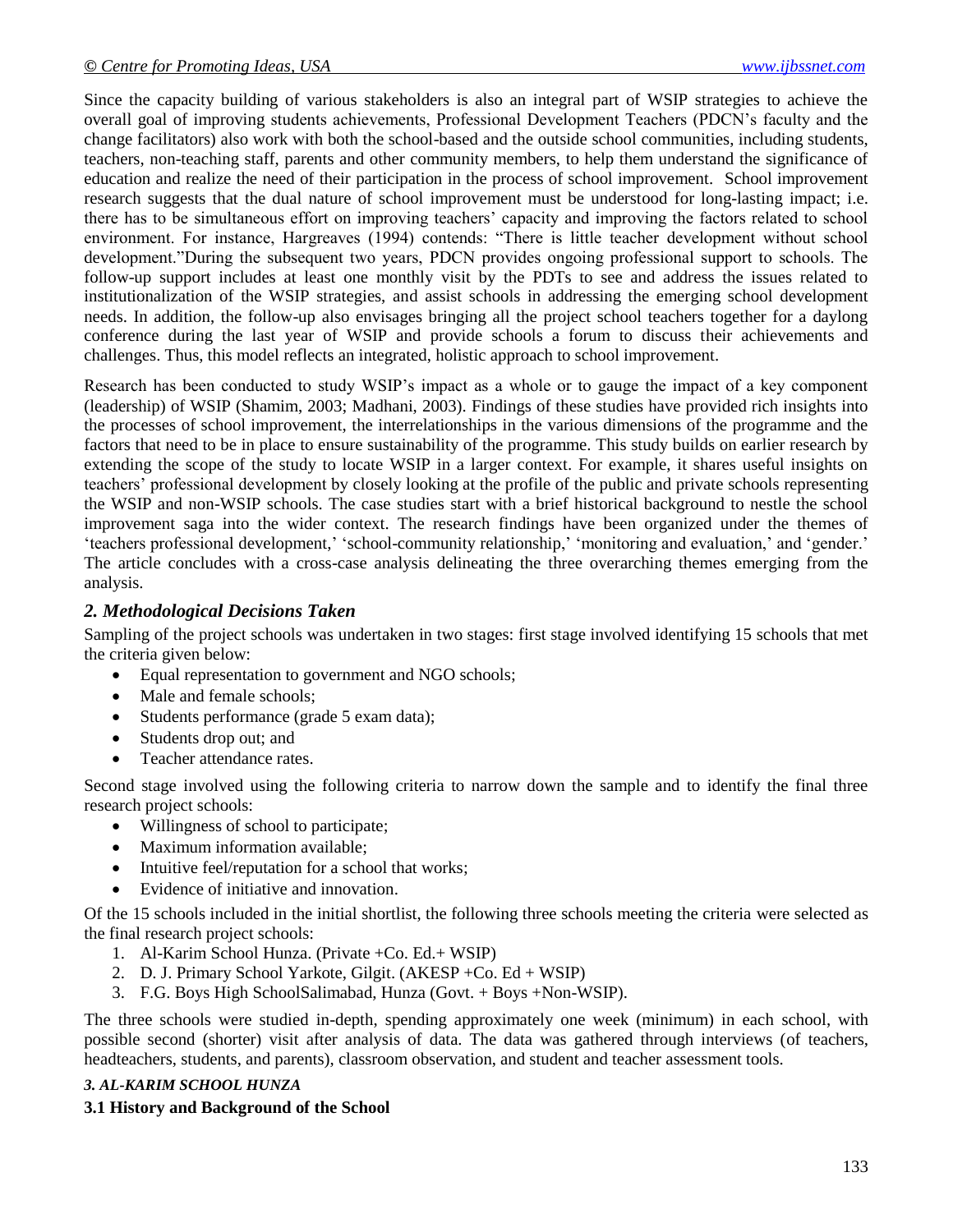Since the capacity building of various stakeholders is also an integral part of WSIP strategies to achieve the overall goal of improving students achievements, Professional Development Teachers (PDCN's faculty and the change facilitators) also work with both the school-based and the outside school communities, including students, teachers, non-teaching staff, parents and other community members, to help them understand the significance of education and realize the need of their participation in the process of school improvement. School improvement research suggests that the dual nature of school improvement must be understood for long-lasting impact; i.e. there has to be simultaneous effort on improving teachers' capacity and improving the factors related to school environment. For instance, Hargreaves (1994) contends: "There is little teacher development without school development."During the subsequent two years, PDCN provides ongoing professional support to schools. The follow-up support includes at least one monthly visit by the PDTs to see and address the issues related to institutionalization of the WSIP strategies, and assist schools in addressing the emerging school development needs. In addition, the follow-up also envisages bringing all the project school teachers together for a daylong conference during the last year of WSIP and provide schools a forum to discuss their achievements and challenges. Thus, this model reflects an integrated, holistic approach to school improvement.

Research has been conducted to study WSIP's impact as a whole or to gauge the impact of a key component (leadership) of WSIP (Shamim, 2003; Madhani, 2003). Findings of these studies have provided rich insights into the processes of school improvement, the interrelationships in the various dimensions of the programme and the factors that need to be in place to ensure sustainability of the programme. This study builds on earlier research by extending the scope of the study to locate WSIP in a larger context. For example, it shares useful insights on teachers' professional development by closely looking at the profile of the public and private schools representing the WSIP and non-WSIP schools. The case studies start with a brief historical background to nestle the school improvement saga into the wider context. The research findings have been organized under the themes of 'teachers professional development,' 'school-community relationship,' 'monitoring and evaluation,' and 'gender.' The article concludes with a cross-case analysis delineating the three overarching themes emerging from the analysis.

## *2. Methodological Decisions Taken*

Sampling of the project schools was undertaken in two stages: first stage involved identifying 15 schools that met the criteria given below:

- Equal representation to government and NGO schools;
- Male and female schools;
- Students performance (grade 5 exam data);
- Students drop out; and
- Teacher attendance rates.

Second stage involved using the following criteria to narrow down the sample and to identify the final three research project schools:

- Willingness of school to participate;
- Maximum information available;
- Intuitive feel/reputation for a school that works;
- Evidence of initiative and innovation.

Of the 15 schools included in the initial shortlist, the following three schools meeting the criteria were selected as the final research project schools:

1. Al-Karim School Hunza. (Private +Co. Ed.+ WSIP)
2. D. J. Primary School Yarkote, Gilgit. (AKESP +Co. Ed + WSIP)
3. F.G. Boys High SchoolSalimabad, Hunza (Govt. + Boys +Non-WSIP).

The three schools were studied in-depth, spending approximately one week (minimum) in each school, with possible second (shorter) visit after analysis of data. The data was gathered through interviews (of teachers, headteachers, students, and parents), classroom observation, and student and teacher assessment tools.

### *3. AL-KARIM SCHOOL HUNZA*

### **3.1 History and Background of the School**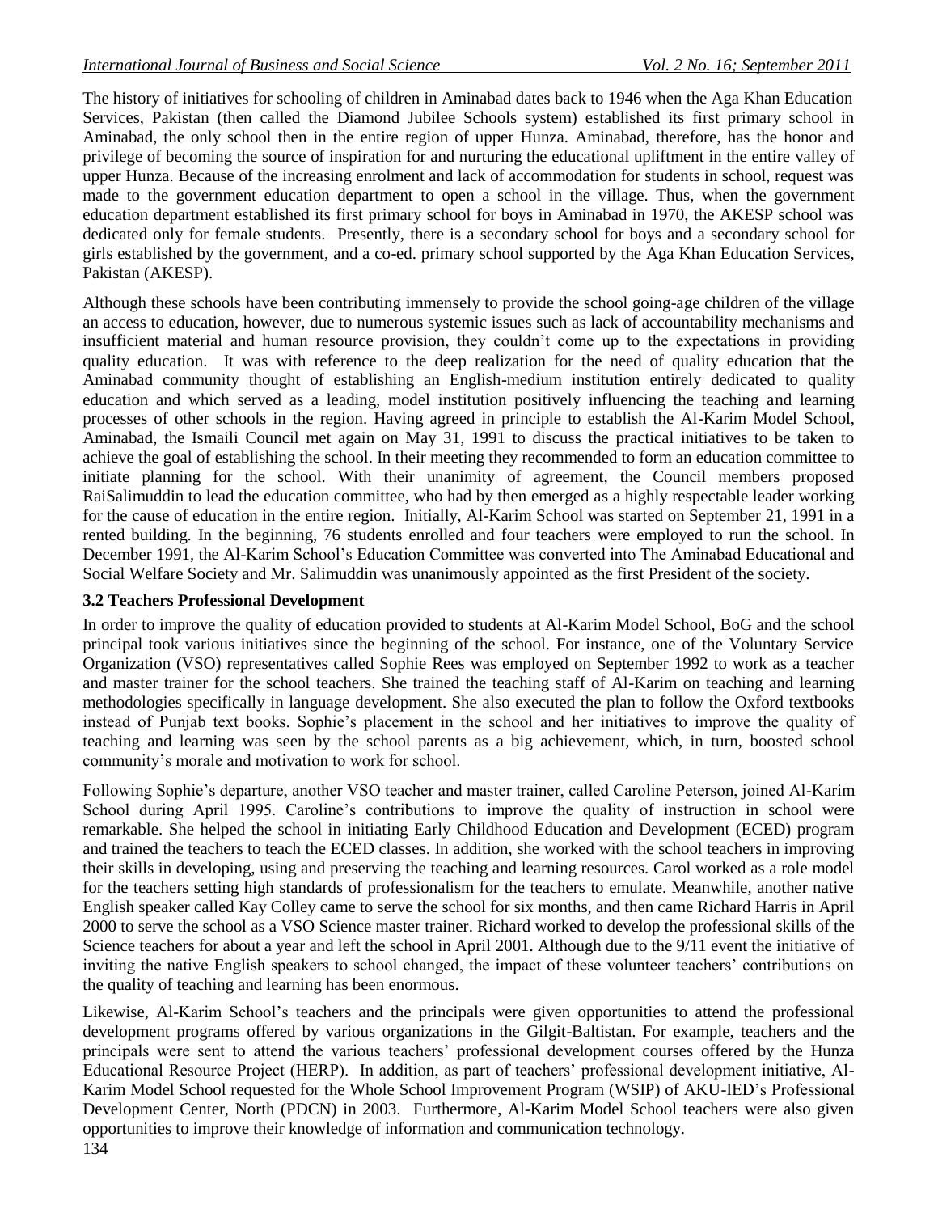The history of initiatives for schooling of children in Aminabad dates back to 1946 when the Aga Khan Education Services, Pakistan (then called the Diamond Jubilee Schools system) established its first primary school in Aminabad, the only school then in the entire region of upper Hunza. Aminabad, therefore, has the honor and privilege of becoming the source of inspiration for and nurturing the educational upliftment in the entire valley of upper Hunza. Because of the increasing enrolment and lack of accommodation for students in school, request was made to the government education department to open a school in the village. Thus, when the government education department established its first primary school for boys in Aminabad in 1970, the AKESP school was dedicated only for female students. Presently, there is a secondary school for boys and a secondary school for girls established by the government, and a co-ed. primary school supported by the Aga Khan Education Services, Pakistan (AKESP).

Although these schools have been contributing immensely to provide the school going-age children of the village an access to education, however, due to numerous systemic issues such as lack of accountability mechanisms and insufficient material and human resource provision, they couldn't come up to the expectations in providing quality education. It was with reference to the deep realization for the need of quality education that the Aminabad community thought of establishing an English-medium institution entirely dedicated to quality education and which served as a leading, model institution positively influencing the teaching and learning processes of other schools in the region. Having agreed in principle to establish the Al-Karim Model School, Aminabad, the Ismaili Council met again on May 31, 1991 to discuss the practical initiatives to be taken to achieve the goal of establishing the school. In their meeting they recommended to form an education committee to initiate planning for the school. With their unanimity of agreement, the Council members proposed RaiSalimuddin to lead the education committee, who had by then emerged as a highly respectable leader working for the cause of education in the entire region. Initially, Al-Karim School was started on September 21, 1991 in a rented building. In the beginning, 76 students enrolled and four teachers were employed to run the school. In December 1991, the Al-Karim School's Education Committee was converted into The Aminabad Educational and Social Welfare Society and Mr. Salimuddin was unanimously appointed as the first President of the society.

### 3.2 Teachers Professional Development

In order to improve the quality of education provided to students at Al-Karim Model School, BoG and the school principal took various initiatives since the beginning of the school. For instance, one of the Voluntary Service Organization (VSO) representatives called Sophie Rees was employed on September 1992 to work as a teacher and master trainer for the school teachers. She trained the teaching staff of Al-Karim on teaching and learning methodologies specifically in language development. She also executed the plan to follow the Oxford textbooks instead of Punjab text books. Sophie's placement in the school and her initiatives to improve the quality of teaching and learning was seen by the school parents as a big achievement, which, in turn, boosted school community's morale and motivation to work for school.

Following Sophie's departure, another VSO teacher and master trainer, called Caroline Peterson, joined Al-Karim School during April 1995. Caroline's contributions to improve the quality of instruction in school were remarkable. She helped the school in initiating Early Childhood Education and Development (ECED) program and trained the teachers to teach the ECED classes. In addition, she worked with the school teachers in improving their skills in developing, using and preserving the teaching and learning resources. Carol worked as a role model for the teachers setting high standards of professionalism for the teachers to emulate. Meanwhile, another native English speaker called Kay Colley came to serve the school for six months, and then came Richard Harris in April 2000 to serve the school as a VSO Science master trainer. Richard worked to develop the professional skills of the Science teachers for about a year and left the school in April 2001. Although due to the 9/11 event the initiative of inviting the native English speakers to school changed, the impact of these volunteer teachers' contributions on the quality of teaching and learning has been enormous.

Likewise, Al-Karim School's teachers and the principals were given opportunities to attend the professional development programs offered by various organizations in the Gilgit-Baltistan. For example, teachers and the principals were sent to attend the various teachers' professional development courses offered by the Hunza Educational Resource Project (HERP). In addition, as part of teachers' professional development initiative, Al-Karim Model School requested for the Whole School Improvement Program (WSIP) of AKU-IED's Professional Development Center, North (PDCN) in 2003. Furthermore, Al-Karim Model School teachers were also given opportunities to improve their knowledge of information and communication technology.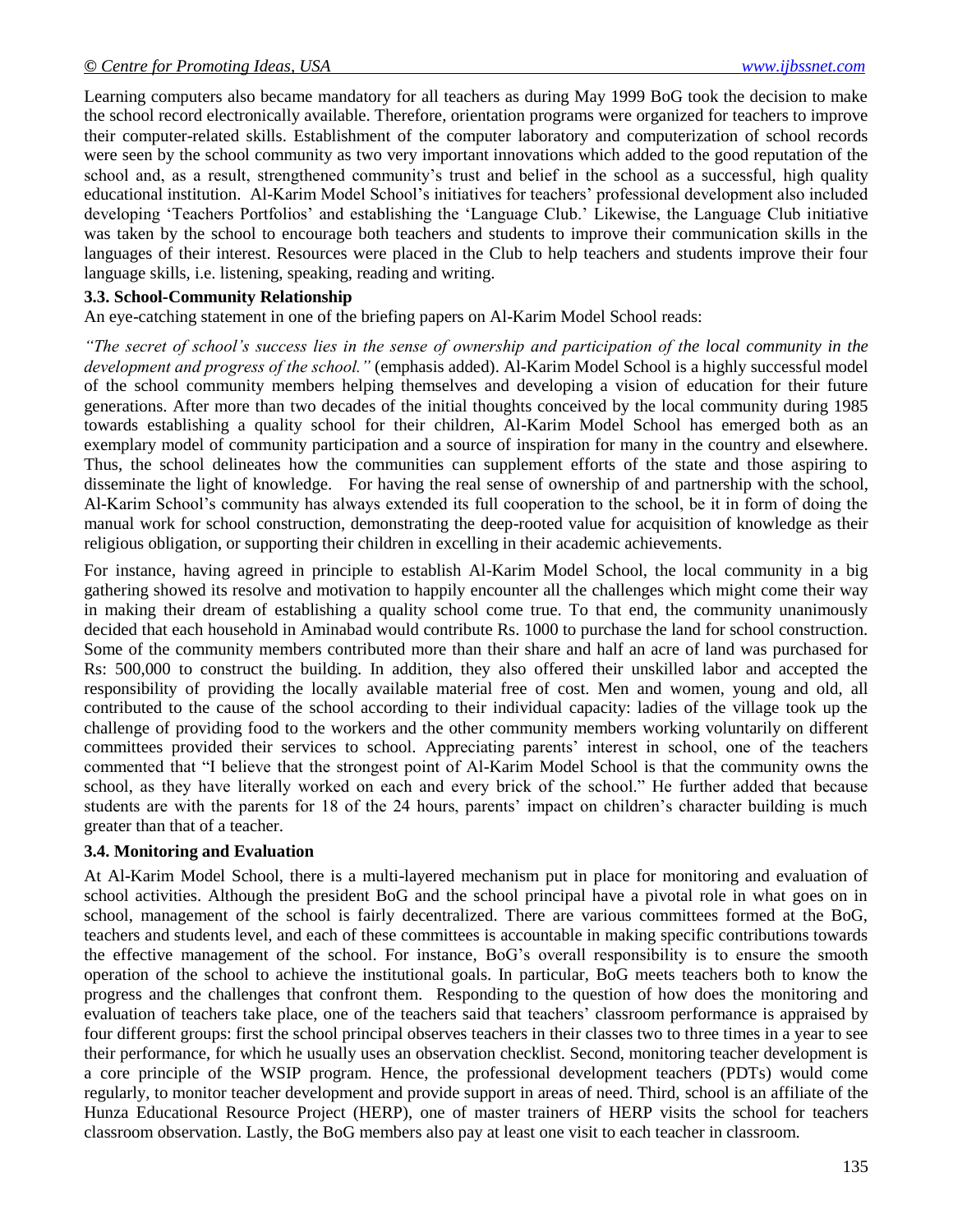Learning computers also became mandatory for all teachers as during May 1999 BoG took the decision to make the school record electronically available. Therefore, orientation programs were organized for teachers to improve their computer-related skills. Establishment of the computer laboratory and computerization of school records were seen by the school community as two very important innovations which added to the good reputation of the school and, as a result, strengthened community's trust and belief in the school as a successful, high quality educational institution. Al-Karim Model School's initiatives for teachers' professional development also included developing 'Teachers Portfolios' and establishing the 'Language Club.' Likewise, the Language Club initiative was taken by the school to encourage both teachers and students to improve their communication skills in the languages of their interest. Resources were placed in the Club to help teachers and students improve their four language skills, i.e. listening, speaking, reading and writing.

### 3.3. School-Community Relationship

An eye-catching statement in one of the briefing papers on Al-Karim Model School reads:

*"The secret of school's success lies in the sense of ownership and participation of the local community in the development and progress of the school."* (emphasis added). Al-Karim Model School is a highly successful model of the school community members helping themselves and developing a vision of education for their future generations. After more than two decades of the initial thoughts conceived by the local community during 1985 towards establishing a quality school for their children, Al-Karim Model School has emerged both as an exemplary model of community participation and a source of inspiration for many in the country and elsewhere. Thus, the school delineates how the communities can supplement efforts of the state and those aspiring to disseminate the light of knowledge. For having the real sense of ownership of and partnership with the school, Al-Karim School's community has always extended its full cooperation to the school, be it in form of doing the manual work for school construction, demonstrating the deep-rooted value for acquisition of knowledge as their religious obligation, or supporting their children in excelling in their academic achievements.

For instance, having agreed in principle to establish Al-Karim Model School, the local community in a big gathering showed its resolve and motivation to happily encounter all the challenges which might come their way in making their dream of establishing a quality school come true. To that end, the community unanimously decided that each household in Aminabad would contribute Rs. 1000 to purchase the land for school construction. Some of the community members contributed more than their share and half an acre of land was purchased for Rs: 500,000 to construct the building. In addition, they also offered their unskilled labor and accepted the responsibility of providing the locally available material free of cost. Men and women, young and old, all contributed to the cause of the school according to their individual capacity: ladies of the village took up the challenge of providing food to the workers and the other community members working voluntarily on different committees provided their services to school. Appreciating parents' interest in school, one of the teachers commented that "I believe that the strongest point of Al-Karim Model School is that the community owns the school, as they have literally worked on each and every brick of the school." He further added that because students are with the parents for 18 of the 24 hours, parents' impact on children's character building is much greater than that of a teacher.

### 3.4. Monitoring and Evaluation

At Al-Karim Model School, there is a multi-layered mechanism put in place for monitoring and evaluation of school activities. Although the president BoG and the school principal have a pivotal role in what goes on in school, management of the school is fairly decentralized. There are various committees formed at the BoG, teachers and students level, and each of these committees is accountable in making specific contributions towards the effective management of the school. For instance, BoG's overall responsibility is to ensure the smooth operation of the school to achieve the institutional goals. In particular, BoG meets teachers both to know the progress and the challenges that confront them. Responding to the question of how does the monitoring and evaluation of teachers take place, one of the teachers said that teachers' classroom performance is appraised by four different groups: first the school principal observes teachers in their classes two to three times in a year to see their performance, for which he usually uses an observation checklist. Second, monitoring teacher development is a core principle of the WSIP program. Hence, the professional development teachers (PDTs) would come regularly, to monitor teacher development and provide support in areas of need. Third, school is an affiliate of the Hunza Educational Resource Project (HERP), one of master trainers of HERP visits the school for teachers classroom observation. Lastly, the BoG members also pay at least one visit to each teacher in classroom.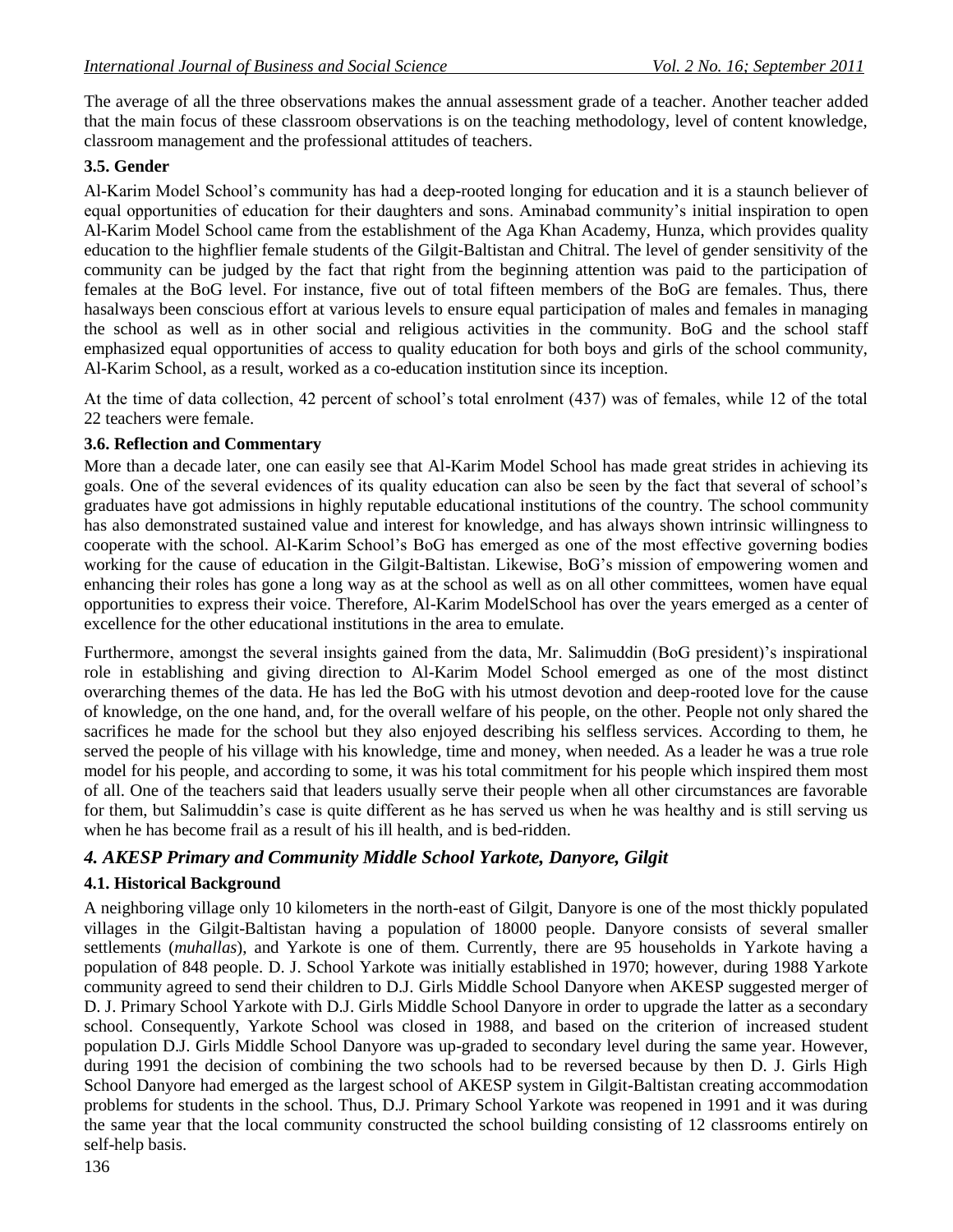The average of all the three observations makes the annual assessment grade of a teacher. Another teacher added that the main focus of these classroom observations is on the teaching methodology, level of content knowledge, classroom management and the professional attitudes of teachers.

### 3.5. Gender

Al-Karim Model School's community has had a deep-rooted longing for education and it is a staunch believer of equal opportunities of education for their daughters and sons. Aminabad community's initial inspiration to open Al-Karim Model School came from the establishment of the Aga Khan Academy, Hunza, which provides quality education to the highflier female students of the Gilgit-Baltistan and Chitral. The level of gender sensitivity of the community can be judged by the fact that right from the beginning attention was paid to the participation of females at the BoG level. For instance, five out of total fifteen members of the BoG are females. Thus, there hasalways been conscious effort at various levels to ensure equal participation of males and females in managing the school as well as in other social and religious activities in the community. BoG and the school staff emphasized equal opportunities of access to quality education for both boys and girls of the school community, Al-Karim School, as a result, worked as a co-education institution since its inception.

At the time of data collection, 42 percent of school's total enrolment (437) was of females, while 12 of the total 22 teachers were female.

### 3.6. Reflection and Commentary

More than a decade later, one can easily see that Al-Karim Model School has made great strides in achieving its goals. One of the several evidences of its quality education can also be seen by the fact that several of school's graduates have got admissions in highly reputable educational institutions of the country. The school community has also demonstrated sustained value and interest for knowledge, and has always shown intrinsic willingness to cooperate with the school. Al-Karim School's BoG has emerged as one of the most effective governing bodies working for the cause of education in the Gilgit-Baltistan. Likewise, BoG's mission of empowering women and enhancing their roles has gone a long way as at the school as well as on all other committees, women have equal opportunities to express their voice. Therefore, Al-Karim ModelSchool has over the years emerged as a center of excellence for the other educational institutions in the area to emulate.

Furthermore, amongst the several insights gained from the data, Mr. Salimuddin (BoG president)'s inspirational role in establishing and giving direction to Al-Karim Model School emerged as one of the most distinct overarching themes of the data. He has led the BoG with his utmost devotion and deep-rooted love for the cause of knowledge, on the one hand, and, for the overall welfare of his people, on the other. People not only shared the sacrifices he made for the school but they also enjoyed describing his selfless services. According to them, he served the people of his village with his knowledge, time and money, when needed. As a leader he was a true role model for his people, and according to some, it was his total commitment for his people which inspired them most of all. One of the teachers said that leaders usually serve their people when all other circumstances are favorable for them, but Salimuddin's case is quite different as he has served us when he was healthy and is still serving us when he has become frail as a result of his ill health, and is bed-ridden.

## *4. AKESP Primary and Community Middle School Yarkote, Danyore, Gilgit*

### 4.1. Historical Background

A neighboring village only 10 kilometers in the north-east of Gilgit, Danyore is one of the most thickly populated villages in the Gilgit-Baltistan having a population of 18000 people. Danyore consists of several smaller settlements (*muhallas*), and Yarkote is one of them. Currently, there are 95 households in Yarkote having a population of 848 people. D. J. School Yarkote was initially established in 1970; however, during 1988 Yarkote community agreed to send their children to D.J. Girls Middle School Danyore when AKESP suggested merger of D. J. Primary School Yarkote with D.J. Girls Middle School Danyore in order to upgrade the latter as a secondary school. Consequently, Yarkote School was closed in 1988, and based on the criterion of increased student population D.J. Girls Middle School Danyore was up-graded to secondary level during the same year. However, during 1991 the decision of combining the two schools had to be reversed because by then D. J. Girls High School Danyore had emerged as the largest school of AKESP system in Gilgit-Baltistan creating accommodation problems for students in the school. Thus, D.J. Primary School Yarkote was reopened in 1991 and it was during the same year that the local community constructed the school building consisting of 12 classrooms entirely on self-help basis.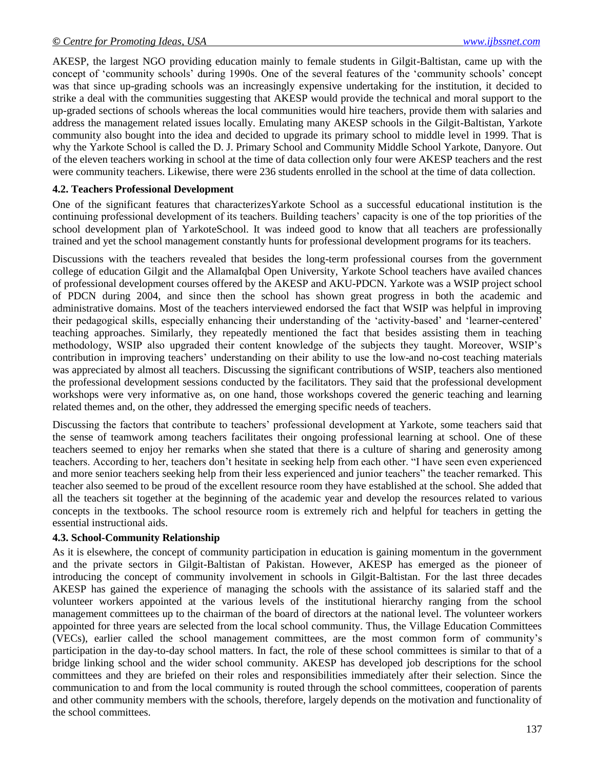AKESP, the largest NGO providing education mainly to female students in Gilgit-Baltistan, came up with the concept of 'community schools' during 1990s. One of the several features of the 'community schools' concept was that since up-grading schools was an increasingly expensive undertaking for the institution, it decided to strike a deal with the communities suggesting that AKESP would provide the technical and moral support to the up-graded sections of schools whereas the local communities would hire teachers, provide them with salaries and address the management related issues locally. Emulating many AKESP schools in the Gilgit-Baltistan, Yarkote community also bought into the idea and decided to upgrade its primary school to middle level in 1999. That is why the Yarkote School is called the D. J. Primary School and Community Middle School Yarkote, Danyore. Out of the eleven teachers working in school at the time of data collection only four were AKESP teachers and the rest were community teachers. Likewise, there were 236 students enrolled in the school at the time of data collection.

### 4.2. Teachers Professional Development

One of the significant features that characterizesYarkote School as a successful educational institution is the continuing professional development of its teachers. Building teachers' capacity is one of the top priorities of the school development plan of YarkoteSchool. It was indeed good to know that all teachers are professionally trained and yet the school management constantly hunts for professional development programs for its teachers.

Discussions with the teachers revealed that besides the long-term professional courses from the government college of education Gilgit and the AllamaIqbal Open University, Yarkote School teachers have availed chances of professional development courses offered by the AKESP and AKU-PDCN. Yarkote was a WSIP project school of PDCN during 2004, and since then the school has shown great progress in both the academic and administrative domains. Most of the teachers interviewed endorsed the fact that WSIP was helpful in improving their pedagogical skills, especially enhancing their understanding of the 'activity-based' and 'learner-centered' teaching approaches. Similarly, they repeatedly mentioned the fact that besides assisting them in teaching methodology, WSIP also upgraded their content knowledge of the subjects they taught. Moreover, WSIP's contribution in improving teachers' understanding on their ability to use the low-and no-cost teaching materials was appreciated by almost all teachers. Discussing the significant contributions of WSIP, teachers also mentioned the professional development sessions conducted by the facilitators. They said that the professional development workshops were very informative as, on one hand, those workshops covered the generic teaching and learning related themes and, on the other, they addressed the emerging specific needs of teachers.

Discussing the factors that contribute to teachers' professional development at Yarkote, some teachers said that the sense of teamwork among teachers facilitates their ongoing professional learning at school. One of these teachers seemed to enjoy her remarks when she stated that there is a culture of sharing and generosity among teachers. According to her, teachers don't hesitate in seeking help from each other. "I have seen even experienced and more senior teachers seeking help from their less experienced and junior teachers" the teacher remarked. This teacher also seemed to be proud of the excellent resource room they have established at the school. She added that all the teachers sit together at the beginning of the academic year and develop the resources related to various concepts in the textbooks. The school resource room is extremely rich and helpful for teachers in getting the essential instructional aids.

### 4.3. School-Community Relationship

As it is elsewhere, the concept of community participation in education is gaining momentum in the government and the private sectors in Gilgit-Baltistan of Pakistan. However, AKESP has emerged as the pioneer of introducing the concept of community involvement in schools in Gilgit-Baltistan. For the last three decades AKESP has gained the experience of managing the schools with the assistance of its salaried staff and the volunteer workers appointed at the various levels of the institutional hierarchy ranging from the school management committees up to the chairman of the board of directors at the national level. The volunteer workers appointed for three years are selected from the local school community. Thus, the Village Education Committees (VECs), earlier called the school management committees, are the most common form of community's participation in the day-to-day school matters. In fact, the role of these school committees is similar to that of a bridge linking school and the wider school community. AKESP has developed job descriptions for the school committees and they are briefed on their roles and responsibilities immediately after their selection. Since the communication to and from the local community is routed through the school committees, cooperation of parents and other community members with the schools, therefore, largely depends on the motivation and functionality of the school committees.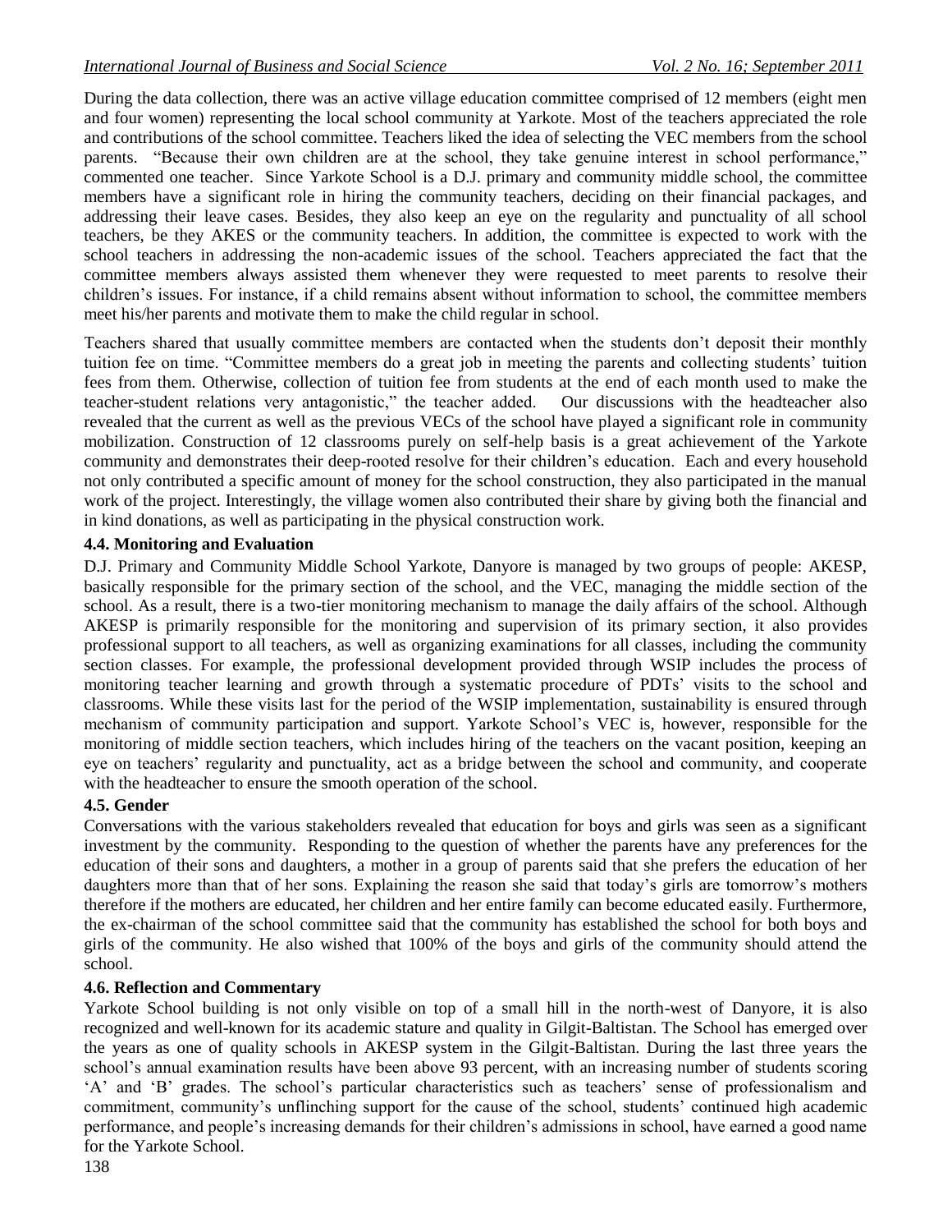During the data collection, there was an active village education committee comprised of 12 members (eight men and four women) representing the local school community at Yarkote. Most of the teachers appreciated the role and contributions of the school committee. Teachers liked the idea of selecting the VEC members from the school parents. "Because their own children are at the school, they take genuine interest in school performance," commented one teacher. Since Yarkote School is a D.J. primary and community middle school, the committee members have a significant role in hiring the community teachers, deciding on their financial packages, and addressing their leave cases. Besides, they also keep an eye on the regularity and punctuality of all school teachers, be they AKES or the community teachers. In addition, the committee is expected to work with the school teachers in addressing the non-academic issues of the school. Teachers appreciated the fact that the committee members always assisted them whenever they were requested to meet parents to resolve their children's issues. For instance, if a child remains absent without information to school, the committee members meet his/her parents and motivate them to make the child regular in school.

Teachers shared that usually committee members are contacted when the students don't deposit their monthly tuition fee on time. "Committee members do a great job in meeting the parents and collecting students' tuition fees from them. Otherwise, collection of tuition fee from students at the end of each month used to make the teacher-student relations very antagonistic," the teacher added. Our discussions with the headteacher also revealed that the current as well as the previous VECs of the school have played a significant role in community mobilization. Construction of 12 classrooms purely on self-help basis is a great achievement of the Yarkote community and demonstrates their deep-rooted resolve for their children's education. Each and every household not only contributed a specific amount of money for the school construction, they also participated in the manual work of the project. Interestingly, the village women also contributed their share by giving both the financial and in kind donations, as well as participating in the physical construction work.

### 4.4. Monitoring and Evaluation

D.J. Primary and Community Middle School Yarkote, Danyore is managed by two groups of people: AKESP, basically responsible for the primary section of the school, and the VEC, managing the middle section of the school. As a result, there is a two-tier monitoring mechanism to manage the daily affairs of the school. Although AKESP is primarily responsible for the monitoring and supervision of its primary section, it also provides professional support to all teachers, as well as organizing examinations for all classes, including the community section classes. For example, the professional development provided through WSIP includes the process of monitoring teacher learning and growth through a systematic procedure of PDTs' visits to the school and classrooms. While these visits last for the period of the WSIP implementation, sustainability is ensured through mechanism of community participation and support. Yarkote School's VEC is, however, responsible for the monitoring of middle section teachers, which includes hiring of the teachers on the vacant position, keeping an eye on teachers' regularity and punctuality, act as a bridge between the school and community, and cooperate with the headteacher to ensure the smooth operation of the school.

### 4.5. Gender

Conversations with the various stakeholders revealed that education for boys and girls was seen as a significant investment by the community. Responding to the question of whether the parents have any preferences for the education of their sons and daughters, a mother in a group of parents said that she prefers the education of her daughters more than that of her sons. Explaining the reason she said that today's girls are tomorrow's mothers therefore if the mothers are educated, her children and her entire family can become educated easily. Furthermore, the ex-chairman of the school committee said that the community has established the school for both boys and girls of the community. He also wished that 100% of the boys and girls of the community should attend the school.

### 4.6. Reflection and Commentary

Yarkote School building is not only visible on top of a small hill in the north-west of Danyore, it is also recognized and well-known for its academic stature and quality in Gilgit-Baltistan. The School has emerged over the years as one of quality schools in AKESP system in the Gilgit-Baltistan. During the last three years the school's annual examination results have been above 93 percent, with an increasing number of students scoring 'A' and 'B' grades. The school's particular characteristics such as teachers' sense of professionalism and commitment, community's unflinching support for the cause of the school, students' continued high academic performance, and people's increasing demands for their children's admissions in school, have earned a good name for the Yarkote School.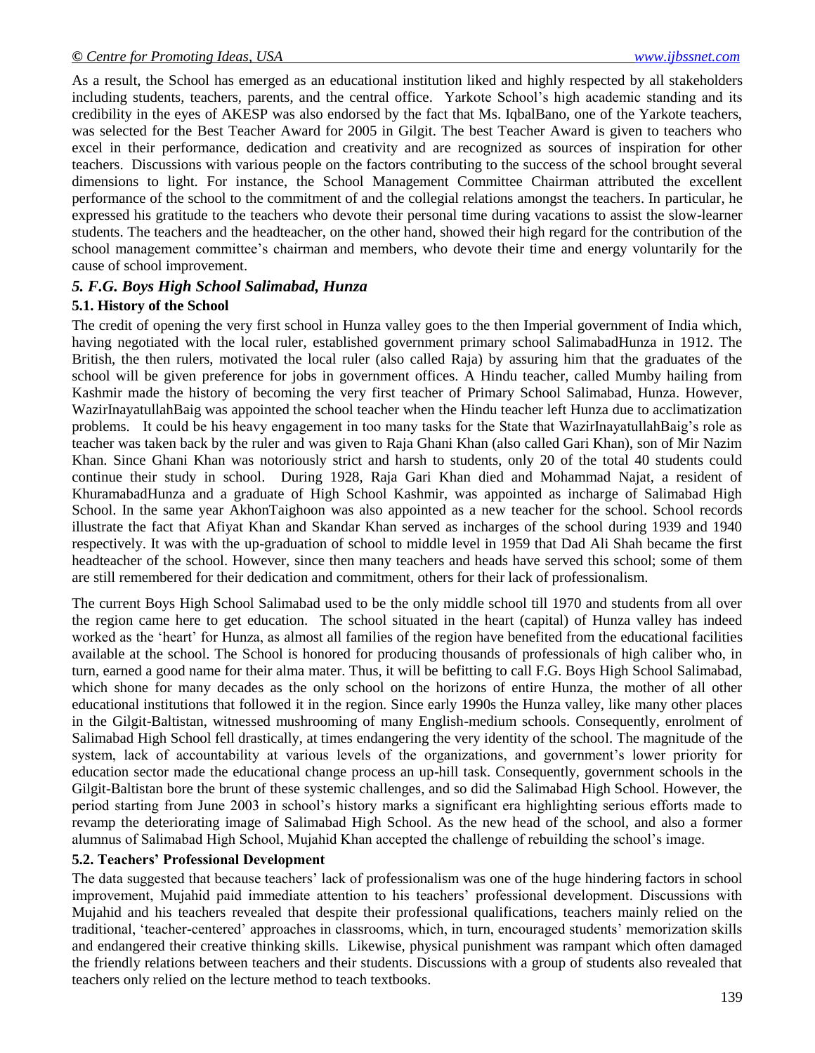As a result, the School has emerged as an educational institution liked and highly respected by all stakeholders including students, teachers, parents, and the central office. Yarkote School's high academic standing and its credibility in the eyes of AKESP was also endorsed by the fact that Ms. IqbalBano, one of the Yarkote teachers, was selected for the Best Teacher Award for 2005 in Gilgit. The best Teacher Award is given to teachers who excel in their performance, dedication and creativity and are recognized as sources of inspiration for other teachers. Discussions with various people on the factors contributing to the success of the school brought several dimensions to light. For instance, the School Management Committee Chairman attributed the excellent performance of the school to the commitment of and the collegial relations amongst the teachers. In particular, he expressed his gratitude to the teachers who devote their personal time during vacations to assist the slow-learner students. The teachers and the headteacher, on the other hand, showed their high regard for the contribution of the school management committee's chairman and members, who devote their time and energy voluntarily for the cause of school improvement.

## *5. F.G. Boys High School Salimabad, Hunza*

### 5.1. History of the School

The credit of opening the very first school in Hunza valley goes to the then Imperial government of India which, having negotiated with the local ruler, established government primary school SalimabadHunza in 1912. The British, the then rulers, motivated the local ruler (also called Raja) by assuring him that the graduates of the school will be given preference for jobs in government offices. A Hindu teacher, called Mumby hailing from Kashmir made the history of becoming the very first teacher of Primary School Salimabad, Hunza. However, WazirInayatullahBaig was appointed the school teacher when the Hindu teacher left Hunza due to acclimatization problems. It could be his heavy engagement in too many tasks for the State that WazirInayatullahBaig's role as teacher was taken back by the ruler and was given to Raja Ghani Khan (also called Gari Khan), son of Mir Nazim Khan. Since Ghani Khan was notoriously strict and harsh to students, only 20 of the total 40 students could continue their study in school. During 1928, Raja Gari Khan died and Mohammad Najat, a resident of KhuramabadHunza and a graduate of High School Kashmir, was appointed as incharge of Salimabad High School. In the same year AkhonTaighoon was also appointed as a new teacher for the school. School records illustrate the fact that Afiyat Khan and Skandar Khan served as incharges of the school during 1939 and 1940 respectively. It was with the up-graduation of school to middle level in 1959 that Dad Ali Shah became the first headteacher of the school. However, since then many teachers and heads have served this school; some of them are still remembered for their dedication and commitment, others for their lack of professionalism.

The current Boys High School Salimabad used to be the only middle school till 1970 and students from all over the region came here to get education. The school situated in the heart (capital) of Hunza valley has indeed worked as the 'heart' for Hunza, as almost all families of the region have benefited from the educational facilities available at the school. The School is honored for producing thousands of professionals of high caliber who, in turn, earned a good name for their alma mater. Thus, it will be befitting to call F.G. Boys High School Salimabad, which shone for many decades as the only school on the horizons of entire Hunza, the mother of all other educational institutions that followed it in the region. Since early 1990s the Hunza valley, like many other places in the Gilgit-Baltistan, witnessed mushrooming of many English-medium schools. Consequently, enrolment of Salimabad High School fell drastically, at times endangering the very identity of the school. The magnitude of the system, lack of accountability at various levels of the organizations, and government's lower priority for education sector made the educational change process an up-hill task. Consequently, government schools in the Gilgit-Baltistan bore the brunt of these systemic challenges, and so did the Salimabad High School. However, the period starting from June 2003 in school's history marks a significant era highlighting serious efforts made to revamp the deteriorating image of Salimabad High School. As the new head of the school, and also a former alumnus of Salimabad High School, Mujahid Khan accepted the challenge of rebuilding the school's image.

### 5.2. Teachers' Professional Development

The data suggested that because teachers' lack of professionalism was one of the huge hindering factors in school improvement, Mujahid paid immediate attention to his teachers' professional development. Discussions with Mujahid and his teachers revealed that despite their professional qualifications, teachers mainly relied on the traditional, 'teacher-centered' approaches in classrooms, which, in turn, encouraged students' memorization skills and endangered their creative thinking skills. Likewise, physical punishment was rampant which often damaged the friendly relations between teachers and their students. Discussions with a group of students also revealed that teachers only relied on the lecture method to teach textbooks.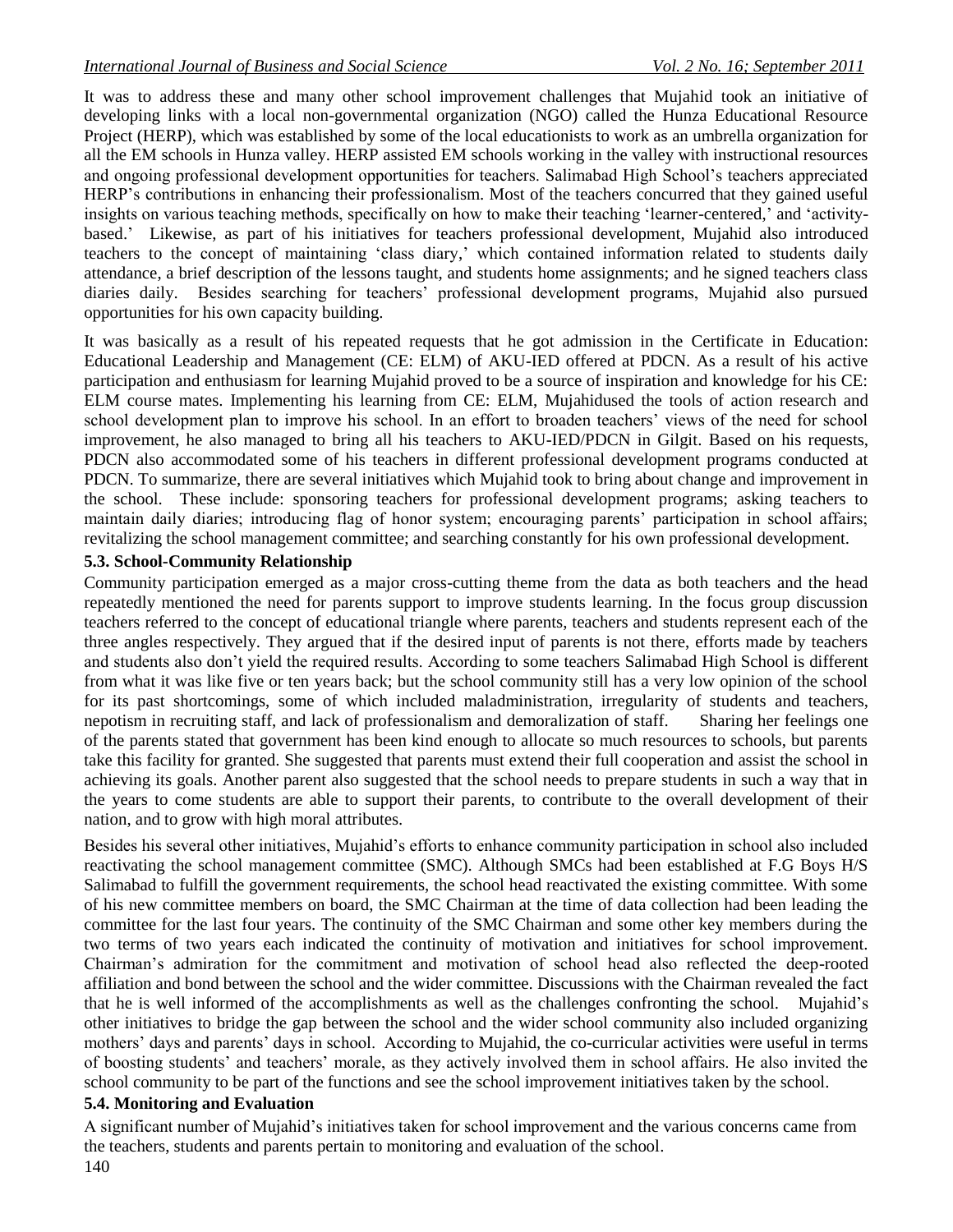It was to address these and many other school improvement challenges that Mujahid took an initiative of developing links with a local non-governmental organization (NGO) called the Hunza Educational Resource Project (HERP), which was established by some of the local educationists to work as an umbrella organization for all the EM schools in Hunza valley. HERP assisted EM schools working in the valley with instructional resources and ongoing professional development opportunities for teachers. Salimabad High School's teachers appreciated HERP's contributions in enhancing their professionalism. Most of the teachers concurred that they gained useful insights on various teaching methods, specifically on how to make their teaching 'learner-centered,' and 'activity-based.' Likewise, as part of his initiatives for teachers professional development, Mujahid also introduced teachers to the concept of maintaining 'class diary,' which contained information related to students daily attendance, a brief description of the lessons taught, and students home assignments; and he signed teachers class diaries daily. Besides searching for teachers' professional development programs, Mujahid also pursued opportunities for his own capacity building.

It was basically as a result of his repeated requests that he got admission in the Certificate in Education: Educational Leadership and Management (CE: ELM) of AKU-IED offered at PDCN. As a result of his active participation and enthusiasm for learning Mujahid proved to be a source of inspiration and knowledge for his CE: ELM course mates. Implementing his learning from CE: ELM, Mujahidused the tools of action research and school development plan to improve his school. In an effort to broaden teachers' views of the need for school improvement, he also managed to bring all his teachers to AKU-IED/PDCN in Gilgit. Based on his requests, PDCN also accommodated some of his teachers in different professional development programs conducted at PDCN. To summarize, there are several initiatives which Mujahid took to bring about change and improvement in the school. These include: sponsoring teachers for professional development programs; asking teachers to maintain daily diaries; introducing flag of honor system; encouraging parents' participation in school affairs; revitalizing the school management committee; and searching constantly for his own professional development.

### 5.3. School-Community Relationship

Community participation emerged as a major cross-cutting theme from the data as both teachers and the head repeatedly mentioned the need for parents support to improve students learning. In the focus group discussion teachers referred to the concept of educational triangle where parents, teachers and students represent each of the three angles respectively. They argued that if the desired input of parents is not there, efforts made by teachers and students also don't yield the required results. According to some teachers Salimabad High School is different from what it was like five or ten years back; but the school community still has a very low opinion of the school for its past shortcomings, some of which included maladministration, irregularity of students and teachers, nepotism in recruiting staff, and lack of professionalism and demoralization of staff. Sharing her feelings one of the parents stated that government has been kind enough to allocate so much resources to schools, but parents take this facility for granted. She suggested that parents must extend their full cooperation and assist the school in achieving its goals. Another parent also suggested that the school needs to prepare students in such a way that in the years to come students are able to support their parents, to contribute to the overall development of their nation, and to grow with high moral attributes.

Besides his several other initiatives, Mujahid's efforts to enhance community participation in school also included reactivating the school management committee (SMC). Although SMCs had been established at F.G Boys H/S Salimabad to fulfill the government requirements, the school head reactivated the existing committee. With some of his new committee members on board, the SMC Chairman at the time of data collection had been leading the committee for the last four years. The continuity of the SMC Chairman and some other key members during the two terms of two years each indicated the continuity of motivation and initiatives for school improvement. Chairman's admiration for the commitment and motivation of school head also reflected the deep-rooted affiliation and bond between the school and the wider committee. Discussions with the Chairman revealed the fact that he is well informed of the accomplishments as well as the challenges confronting the school. Mujahid's other initiatives to bridge the gap between the school and the wider school community also included organizing mothers' days and parents' days in school. According to Mujahid, the co-curricular activities were useful in terms of boosting students' and teachers' morale, as they actively involved them in school affairs. He also invited the school community to be part of the functions and see the school improvement initiatives taken by the school.

### 5.4. Monitoring and Evaluation

A significant number of Mujahid's initiatives taken for school improvement and the various concerns came from the teachers, students and parents pertain to monitoring and evaluation of the school.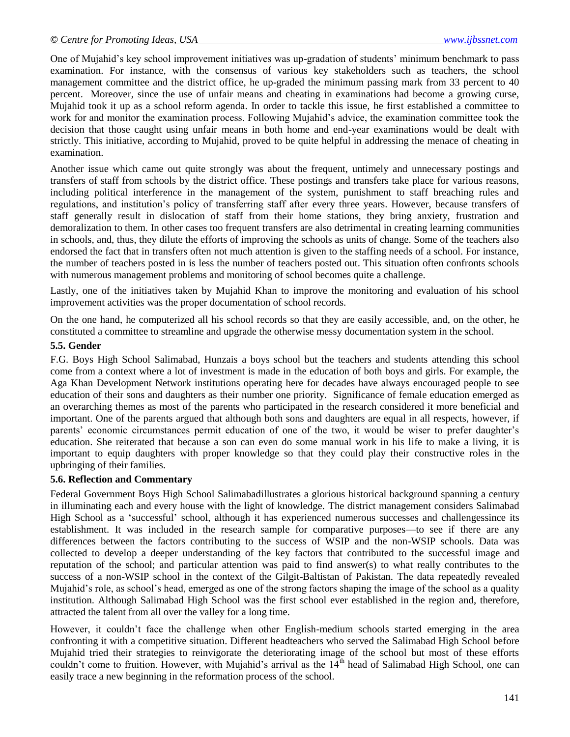One of Mujahid's key school improvement initiatives was up-gradation of students' minimum benchmark to pass examination. For instance, with the consensus of various key stakeholders such as teachers, the school management committee and the district office, he up-graded the minimum passing mark from 33 percent to 40 percent. Moreover, since the use of unfair means and cheating in examinations had become a growing curse, Mujahid took it up as a school reform agenda. In order to tackle this issue, he first established a committee to work for and monitor the examination process. Following Mujahid's advice, the examination committee took the decision that those caught using unfair means in both home and end-year examinations would be dealt with strictly. This initiative, according to Mujahid, proved to be quite helpful in addressing the menace of cheating in examination.

Another issue which came out quite strongly was about the frequent, untimely and unnecessary postings and transfers of staff from schools by the district office. These postings and transfers take place for various reasons, including political interference in the management of the system, punishment to staff breaching rules and regulations, and institution's policy of transferring staff after every three years. However, because transfers of staff generally result in dislocation of staff from their home stations, they bring anxiety, frustration and demoralization to them. In other cases too frequent transfers are also detrimental in creating learning communities in schools, and, thus, they dilute the efforts of improving the schools as units of change. Some of the teachers also endorsed the fact that in transfers often not much attention is given to the staffing needs of a school. For instance, the number of teachers posted in is less the number of teachers posted out. This situation often confronts schools with numerous management problems and monitoring of school becomes quite a challenge.

Lastly, one of the initiatives taken by Mujahid Khan to improve the monitoring and evaluation of his school improvement activities was the proper documentation of school records.

On the one hand, he computerized all his school records so that they are easily accessible, and, on the other, he constituted a committee to streamline and upgrade the otherwise messy documentation system in the school.

### 5.5. Gender

F.G. Boys High School Salimabad, Hunzais a boys school but the teachers and students attending this school come from a context where a lot of investment is made in the education of both boys and girls. For example, the Aga Khan Development Network institutions operating here for decades have always encouraged people to see education of their sons and daughters as their number one priority. Significance of female education emerged as an overarching themes as most of the parents who participated in the research considered it more beneficial and important. One of the parents argued that although both sons and daughters are equal in all respects, however, if parents' economic circumstances permit education of one of the two, it would be wiser to prefer daughter's education. She reiterated that because a son can even do some manual work in his life to make a living, it is important to equip daughters with proper knowledge so that they could play their constructive roles in the upbringing of their families.

### 5.6. Reflection and Commentary

Federal Government Boys High School Salimabadillustrates a glorious historical background spanning a century in illuminating each and every house with the light of knowledge. The district management considers Salimabad High School as a 'successful' school, although it has experienced numerous successes and challengessince its establishment. It was included in the research sample for comparative purposes—to see if there are any differences between the factors contributing to the success of WSIP and the non-WSIP schools. Data was collected to develop a deeper understanding of the key factors that contributed to the successful image and reputation of the school; and particular attention was paid to find answer(s) to what really contributes to the success of a non-WSIP school in the context of the Gilgit-Baltistan of Pakistan. The data repeatedly revealed Mujahid's role, as school's head, emerged as one of the strong factors shaping the image of the school as a quality institution. Although Salimabad High School was the first school ever established in the region and, therefore, attracted the talent from all over the valley for a long time.

However, it couldn't face the challenge when other English-medium schools started emerging in the area confronting it with a competitive situation. Different headteachers who served the Salimabad High School before Mujahid tried their strategies to reinvigorate the deteriorating image of the school but most of these efforts couldn't come to fruition. However, with Mujahid's arrival as the 14th head of Salimabad High School, one can easily trace a new beginning in the reformation process of the school.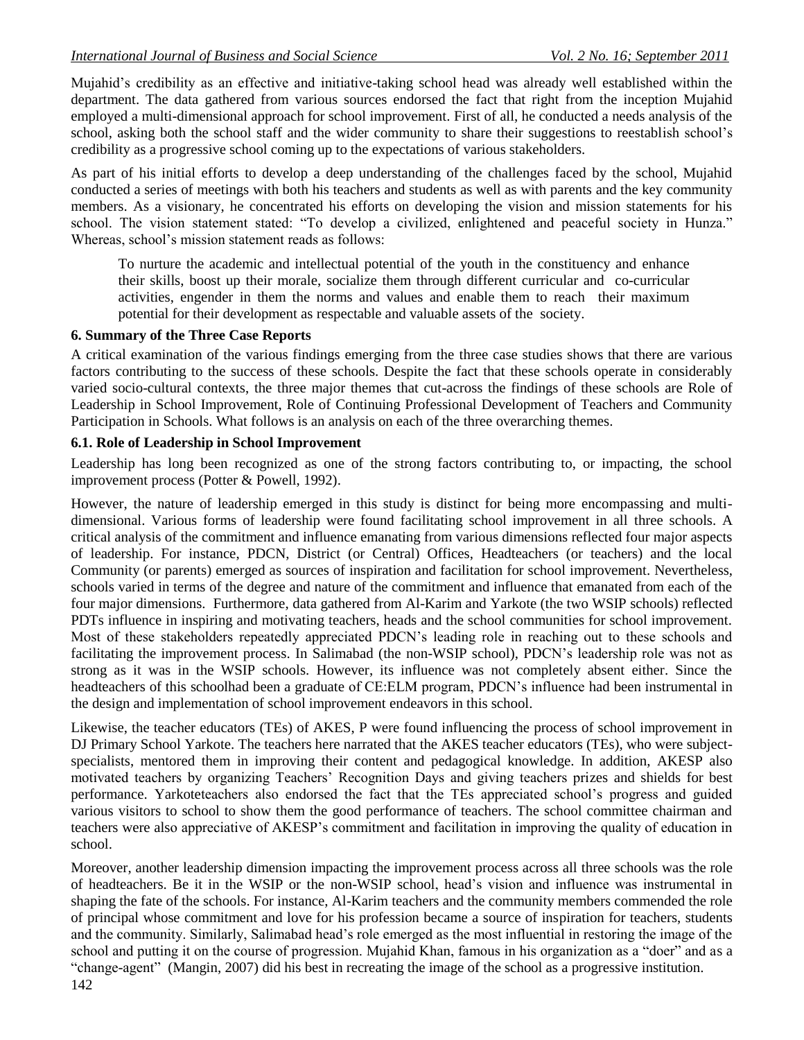Mujahid's credibility as an effective and initiative-taking school head was already well established within the department. The data gathered from various sources endorsed the fact that right from the inception Mujahid employed a multi-dimensional approach for school improvement. First of all, he conducted a needs analysis of the school, asking both the school staff and the wider community to share their suggestions to reestablish school's credibility as a progressive school coming up to the expectations of various stakeholders.

As part of his initial efforts to develop a deep understanding of the challenges faced by the school, Mujahid conducted a series of meetings with both his teachers and students as well as with parents and the key community members. As a visionary, he concentrated his efforts on developing the vision and mission statements for his school. The vision statement stated: "To develop a civilized, enlightened and peaceful society in Hunza." Whereas, school's mission statement reads as follows:

> To nurture the academic and intellectual potential of the youth in the constituency and enhance their skills, boost up their morale, socialize them through different curricular and co-curricular activities, engender in them the norms and values and enable them to reach their maximum potential for their development as respectable and valuable assets of the society.

### 6. Summary of the Three Case Reports

A critical examination of the various findings emerging from the three case studies shows that there are various factors contributing to the success of these schools. Despite the fact that these schools operate in considerably varied socio-cultural contexts, the three major themes that cut-across the findings of these schools are Role of Leadership in School Improvement, Role of Continuing Professional Development of Teachers and Community Participation in Schools. What follows is an analysis on each of the three overarching themes.

#### 6.1. Role of Leadership in School Improvement

Leadership has long been recognized as one of the strong factors contributing to, or impacting, the school improvement process (Potter & Powell, 1992).

However, the nature of leadership emerged in this study is distinct for being more encompassing and multi-dimensional. Various forms of leadership were found facilitating school improvement in all three schools. A critical analysis of the commitment and influence emanating from various dimensions reflected four major aspects of leadership. For instance, PDCN, District (or Central) Offices, Headteachers (or teachers) and the local Community (or parents) emerged as sources of inspiration and facilitation for school improvement. Nevertheless, schools varied in terms of the degree and nature of the commitment and influence that emanated from each of the four major dimensions. Furthermore, data gathered from Al-Karim and Yarkote (the two WSIP schools) reflected PDTs influence in inspiring and motivating teachers, heads and the school communities for school improvement. Most of these stakeholders repeatedly appreciated PDCN's leading role in reaching out to these schools and facilitating the improvement process. In Salimabad (the non-WSIP school), PDCN's leadership role was not as strong as it was in the WSIP schools. However, its influence was not completely absent either. Since the headteachers of this schoolhad been a graduate of CE:ELM program, PDCN's influence had been instrumental in the design and implementation of school improvement endeavors in this school.

Likewise, the teacher educators (TEs) of AKES, P were found influencing the process of school improvement in DJ Primary School Yarkote. The teachers here narrated that the AKES teacher educators (TEs), who were subject-specialists, mentored them in improving their content and pedagogical knowledge. In addition, AKESP also motivated teachers by organizing Teachers' Recognition Days and giving teachers prizes and shields for best performance. Yarkoteteachers also endorsed the fact that the TEs appreciated school's progress and guided various visitors to school to show them the good performance of teachers. The school committee chairman and teachers were also appreciative of AKESP's commitment and facilitation in improving the quality of education in school.

Moreover, another leadership dimension impacting the improvement process across all three schools was the role of headteachers. Be it in the WSIP or the non-WSIP school, head's vision and influence was instrumental in shaping the fate of the schools. For instance, Al-Karim teachers and the community members commended the role of principal whose commitment and love for his profession became a source of inspiration for teachers, students and the community. Similarly, Salimabad head's role emerged as the most influential in restoring the image of the school and putting it on the course of progression. Mujahid Khan, famous in his organization as a "doer" and as a "change-agent" (Mangin, 2007) did his best in recreating the image of the school as a progressive institution.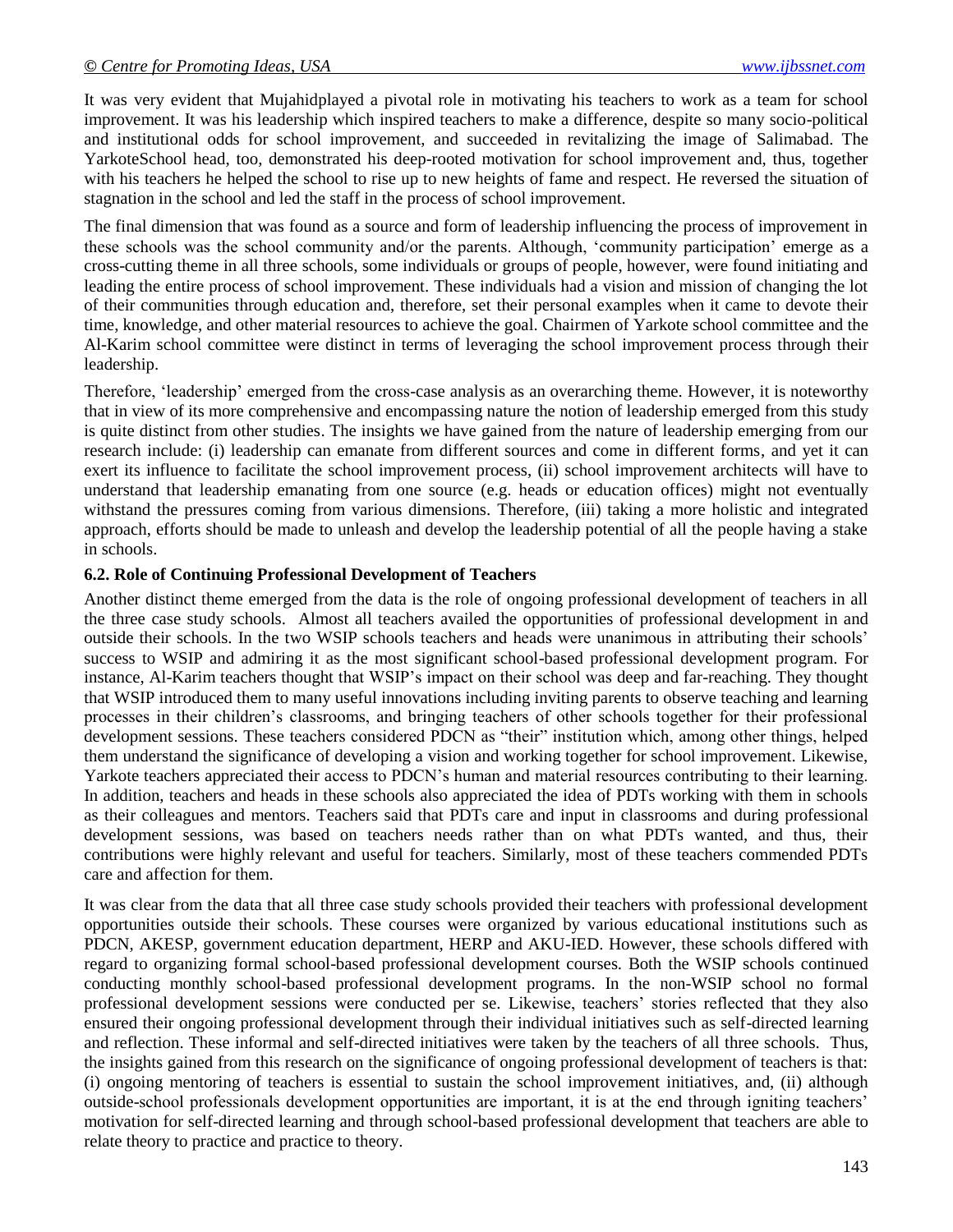It was very evident that Mujahidplayed a pivotal role in motivating his teachers to work as a team for school improvement. It was his leadership which inspired teachers to make a difference, despite so many socio-political and institutional odds for school improvement, and succeeded in revitalizing the image of Salimabad. The YarkoteSchool head, too, demonstrated his deep-rooted motivation for school improvement and, thus, together with his teachers he helped the school to rise up to new heights of fame and respect. He reversed the situation of stagnation in the school and led the staff in the process of school improvement.

The final dimension that was found as a source and form of leadership influencing the process of improvement in these schools was the school community and/or the parents. Although, 'community participation' emerge as a cross-cutting theme in all three schools, some individuals or groups of people, however, were found initiating and leading the entire process of school improvement. These individuals had a vision and mission of changing the lot of their communities through education and, therefore, set their personal examples when it came to devote their time, knowledge, and other material resources to achieve the goal. Chairmen of Yarkote school committee and the Al-Karim school committee were distinct in terms of leveraging the school improvement process through their leadership.

Therefore, 'leadership' emerged from the cross-case analysis as an overarching theme. However, it is noteworthy that in view of its more comprehensive and encompassing nature the notion of leadership emerged from this study is quite distinct from other studies. The insights we have gained from the nature of leadership emerging from our research include: (i) leadership can emanate from different sources and come in different forms, and yet it can exert its influence to facilitate the school improvement process, (ii) school improvement architects will have to understand that leadership emanating from one source (e.g. heads or education offices) might not eventually withstand the pressures coming from various dimensions. Therefore, (iii) taking a more holistic and integrated approach, efforts should be made to unleash and develop the leadership potential of all the people having a stake in schools.

### 6.2. Role of Continuing Professional Development of Teachers

Another distinct theme emerged from the data is the role of ongoing professional development of teachers in all the three case study schools. Almost all teachers availed the opportunities of professional development in and outside their schools. In the two WSIP schools teachers and heads were unanimous in attributing their schools' success to WSIP and admiring it as the most significant school-based professional development program. For instance, Al-Karim teachers thought that WSIP's impact on their school was deep and far-reaching. They thought that WSIP introduced them to many useful innovations including inviting parents to observe teaching and learning processes in their children's classrooms, and bringing teachers of other schools together for their professional development sessions. These teachers considered PDCN as "their" institution which, among other things, helped them understand the significance of developing a vision and working together for school improvement. Likewise, Yarkote teachers appreciated their access to PDCN's human and material resources contributing to their learning. In addition, teachers and heads in these schools also appreciated the idea of PDTs working with them in schools as their colleagues and mentors. Teachers said that PDTs care and input in classrooms and during professional development sessions, was based on teachers needs rather than on what PDTs wanted, and thus, their contributions were highly relevant and useful for teachers. Similarly, most of these teachers commended PDTs care and affection for them.

It was clear from the data that all three case study schools provided their teachers with professional development opportunities outside their schools. These courses were organized by various educational institutions such as PDCN, AKESP, government education department, HERP and AKU-IED. However, these schools differed with regard to organizing formal school-based professional development courses. Both the WSIP schools continued conducting monthly school-based professional development programs. In the non-WSIP school no formal professional development sessions were conducted per se. Likewise, teachers' stories reflected that they also ensured their ongoing professional development through their individual initiatives such as self-directed learning and reflection. These informal and self-directed initiatives were taken by the teachers of all three schools. Thus, the insights gained from this research on the significance of ongoing professional development of teachers is that: (i) ongoing mentoring of teachers is essential to sustain the school improvement initiatives, and, (ii) although outside-school professionals development opportunities are important, it is at the end through igniting teachers' motivation for self-directed learning and through school-based professional development that teachers are able to relate theory to practice and practice to theory.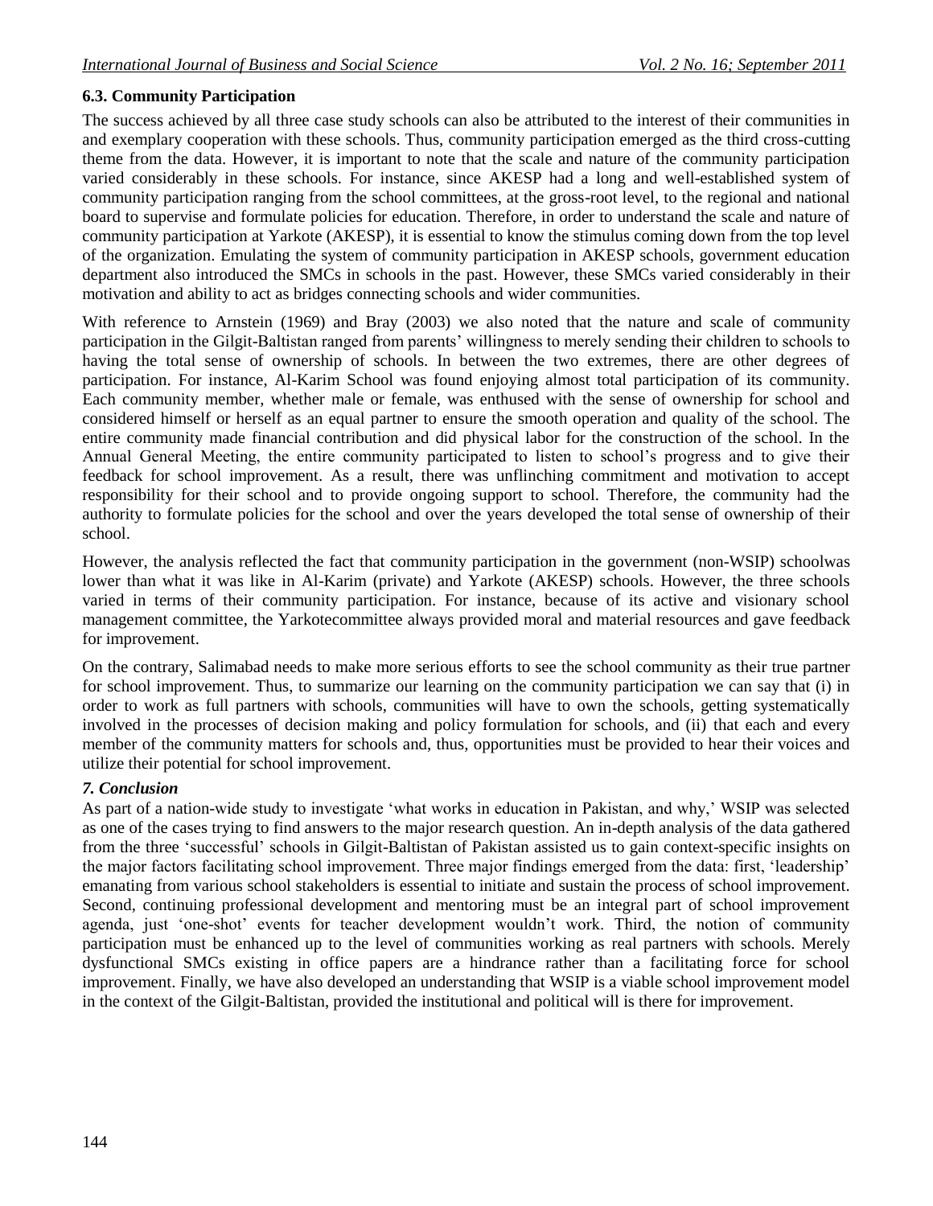### 6.3. Community Participation

The success achieved by all three case study schools can also be attributed to the interest of their communities in and exemplary cooperation with these schools. Thus, community participation emerged as the third cross-cutting theme from the data. However, it is important to note that the scale and nature of the community participation varied considerably in these schools. For instance, since AKESP had a long and well-established system of community participation ranging from the school committees, at the gross-root level, to the regional and national board to supervise and formulate policies for education. Therefore, in order to understand the scale and nature of community participation at Yarkote (AKESP), it is essential to know the stimulus coming down from the top level of the organization. Emulating the system of community participation in AKESP schools, government education department also introduced the SMCs in schools in the past. However, these SMCs varied considerably in their motivation and ability to act as bridges connecting schools and wider communities.

With reference to Arnstein (1969) and Bray (2003) we also noted that the nature and scale of community participation in the Gilgit-Baltistan ranged from parents' willingness to merely sending their children to schools to having the total sense of ownership of schools. In between the two extremes, there are other degrees of participation. For instance, Al-Karim School was found enjoying almost total participation of its community. Each community member, whether male or female, was enthused with the sense of ownership for school and considered himself or herself as an equal partner to ensure the smooth operation and quality of the school. The entire community made financial contribution and did physical labor for the construction of the school. In the Annual General Meeting, the entire community participated to listen to school's progress and to give their feedback for school improvement. As a result, there was unflinching commitment and motivation to accept responsibility for their school and to provide ongoing support to school. Therefore, the community had the authority to formulate policies for the school and over the years developed the total sense of ownership of their school.

However, the analysis reflected the fact that community participation in the government (non-WSIP) schoolwas lower than what it was like in Al-Karim (private) and Yarkote (AKESP) schools. However, the three schools varied in terms of their community participation. For instance, because of its active and visionary school management committee, the Yarkotecommittee always provided moral and material resources and gave feedback for improvement.

On the contrary, Salimabad needs to make more serious efforts to see the school community as their true partner for school improvement. Thus, to summarize our learning on the community participation we can say that (i) in order to work as full partners with schools, communities will have to own the schools, getting systematically involved in the processes of decision making and policy formulation for schools, and (ii) that each and every member of the community matters for schools and, thus, opportunities must be provided to hear their voices and utilize their potential for school improvement.

### *7. Conclusion*

As part of a nation-wide study to investigate 'what works in education in Pakistan, and why,' WSIP was selected as one of the cases trying to find answers to the major research question. An in-depth analysis of the data gathered from the three 'successful' schools in Gilgit-Baltistan of Pakistan assisted us to gain context-specific insights on the major factors facilitating school improvement. Three major findings emerged from the data: first, 'leadership' emanating from various school stakeholders is essential to initiate and sustain the process of school improvement. Second, continuing professional development and mentoring must be an integral part of school improvement agenda, just 'one-shot' events for teacher development wouldn't work. Third, the notion of community participation must be enhanced up to the level of communities working as real partners with schools. Merely dysfunctional SMCs existing in office papers are a hindrance rather than a facilitating force for school improvement. Finally, we have also developed an understanding that WSIP is a viable school improvement model in the context of the Gilgit-Baltistan, provided the institutional and political will is there for improvement.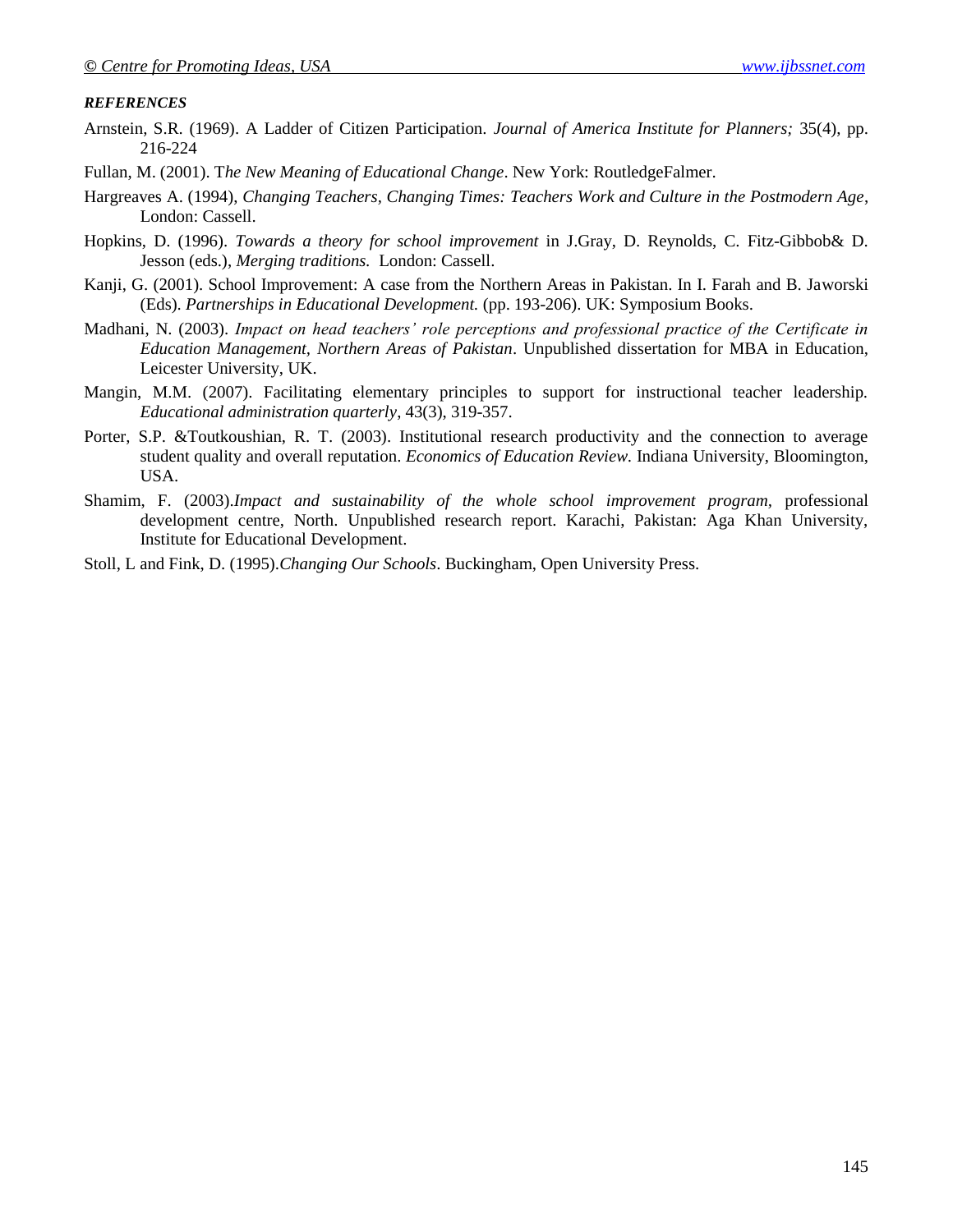***REFERENCES***

Arnstein, S.R. (1969). A Ladder of Citizen Participation. *Journal of America Institute for Planners;* 35(4), pp. 216-224

Fullan, M. (2001). T*he New Meaning of Educational Change*. New York: RoutledgeFalmer.

Hargreaves A. (1994), *Changing Teachers, Changing Times: Teachers Work and Culture in the Postmodern Age*, London: Cassell.

Hopkins, D. (1996). *Towards a theory for school improvement* in J.Gray, D. Reynolds, C. Fitz-Gibbob& D. Jesson (eds.), *Merging traditions.* London: Cassell.

Kanji, G. (2001). School Improvement: A case from the Northern Areas in Pakistan. In I. Farah and B. Jaworski (Eds). *Partnerships in Educational Development.* (pp. 193-206). UK: Symposium Books.

Madhani, N. (2003). *Impact on head teachers' role perceptions and professional practice of the Certificate in Education Management, Northern Areas of Pakistan*. Unpublished dissertation for MBA in Education, Leicester University, UK.

Mangin, M.M. (2007). Facilitating elementary principles to support for instructional teacher leadership. *Educational administration quarterly*, 43(3), 319-357.

Porter, S.P. &Toutkoushian, R. T. (2003). Institutional research productivity and the connection to average student quality and overall reputation. *Economics of Education Review.* Indiana University, Bloomington, USA.

Shamim, F. (2003).*Impact and sustainability of the whole school improvement program*, professional development centre, North. Unpublished research report. Karachi, Pakistan: Aga Khan University, Institute for Educational Development.

Stoll, L and Fink, D. (1995).*Changing Our Schools*. Buckingham, Open University Press.